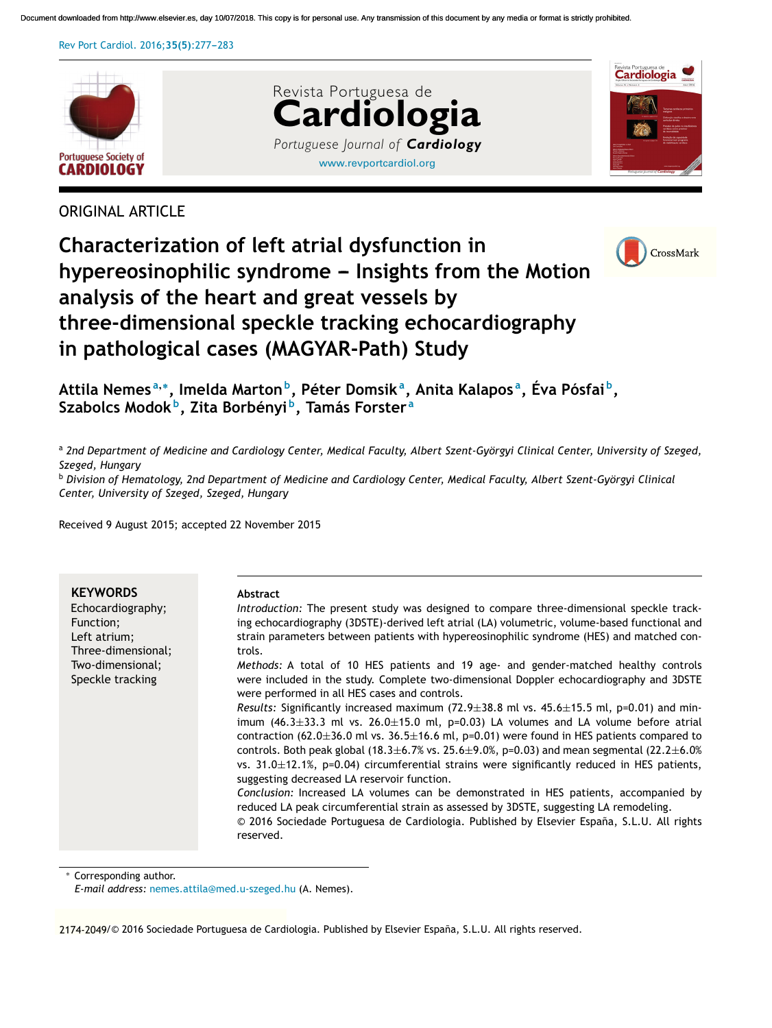ORIGINAL ARTICLE

# Characterization of left atrial dysfunction in hypereosinophilic syndrome – Insights from the Motion analysis of the heart and great vessels by three-dimensional speckle tracking echocardiography in pathological cases (MAGYAR-Path) Study

Attila Nemes[a,*], Imelda Marton[b], Péter Domsik[a], Anita Kalapos[a], Éva Pósfai[b], Szabolcs Modok[b], Zita Borbényi[b], Tamás Forster[a]

[a] 2nd Department of Medicine and Cardiology Center, Medical Faculty, Albert Szent-Györgyi Clinical Center, University of Szeged, Szeged, Hungary

[b] Division of Hematology, 2nd Department of Medicine and Cardiology Center, Medical Faculty, Albert Szent-Györgyi Clinical Center, University of Szeged, Szeged, Hungary

Received 9 August 2015; accepted 22 November 2015

**KEYWORDS**
Echocardiography;
Function;
Left atrium;
Three-dimensional;
Two-dimensional;
Speckle tracking

**Abstract**

*Introduction:* The present study was designed to compare three-dimensional speckle tracking echocardiography (3DSTE)-derived left atrial (LA) volumetric, volume-based functional and strain parameters between patients with hypereosinophilic syndrome (HES) and matched controls.

*Methods:* A total of 10 HES patients and 19 age- and gender-matched healthy controls were included in the study. Complete two-dimensional Doppler echocardiography and 3DSTE were performed in all HES cases and controls.

*Results:* Significantly increased maximum (72.9±38.8 ml vs. 45.6±15.5 ml, p=0.01) and minimum (46.3±33.3 ml vs. 26.0±15.0 ml, p=0.03) LA volumes and LA volume before atrial contraction (62.0±36.0 ml vs. 36.5±16.6 ml, p=0.01) were found in HES patients compared to controls. Both peak global (18.3±6.7% vs. 25.6±9.0%, p=0.03) and mean segmental (22.2±6.0% vs. 31.0±12.1%, p=0.04) circumferential strains were significantly reduced in HES patients, suggesting decreased LA reservoir function.

*Conclusion:* Increased LA volumes can be demonstrated in HES patients, accompanied by reduced LA peak circumferential strain as assessed by 3DSTE, suggesting LA remodeling.

© 2016 Sociedade Portuguesa de Cardiologia. Published by Elsevier España, S.L.U. All rights reserved.

\* Corresponding author.
*E-mail address:* nemes.attila@med.u-szeged.hu (A. Nemes).

2174-2049/© 2016 Sociedade Portuguesa de Cardiologia. Published by Elsevier España, S.L.U. All rights reserved.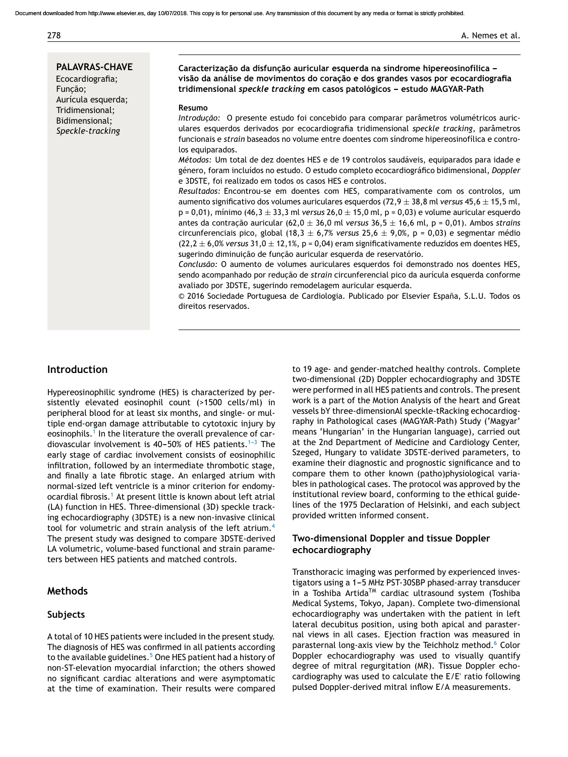**PALAVRAS-CHAVE**
Ecocardiografia;
Função;
Aurícula esquerda;
Tridimensional;
Bidimensional;
*Speckle-tracking*

**Caracterização da disfunção auricular esquerda na síndrome hipereosinofílica – visão da análise de movimentos do coração e dos grandes vasos por ecocardiografia tridimensional *speckle tracking* em casos patológicos – estudo MAGYAR-Path**

**Resumo**

*Introdução:* O presente estudo foi concebido para comparar parâmetros volumétricos auriculares esquerdos derivados por ecocardiografia tridimensional *speckle tracking*, parâmetros funcionais e *strain* baseados no volume entre doentes com síndrome hipereosinofílica e controlos equiparados.

*Métodos:* Um total de dez doentes HES e de 19 controlos saudáveis, equiparados para idade e género, foram incluídos no estudo. O estudo completo ecocardiográfico bidimensional, *Doppler* e 3DSTE, foi realizado em todos os casos HES e controlos.

*Resultados:* Encontrou-se em doentes com HES, comparativamente com os controlos, um aumento significativo dos volumes auriculares esquerdos (72,9 ± 38,8 ml *versus* 45,6 ± 15,5 ml, p = 0,01), mínimo (46,3 ± 33,3 ml *versus* 26,0 ± 15,0 ml, p = 0,03) e volume auricular esquerdo antes da contração auricular (62,0 ± 36,0 ml *versus* 36,5 ± 16,6 ml, p = 0,01). Ambos *strains* circunferenciais pico, global (18,3 ± 6,7% *versus* 25,6 ± 9,0%, p = 0,03) e segmentar médio (22,2 ± 6,0% *versus* 31,0 ± 12,1%, p = 0,04) eram significativamente reduzidos em doentes HES, sugerindo diminuição de função auricular esquerda de reservatório.

*Conclusão:* O aumento de volumes auriculares esquerdos foi demonstrado nos doentes HES, sendo acompanhado por redução de *strain* circunferencial pico da aurícula esquerda conforme avaliado por 3DSTE, sugerindo remodelagem auricular esquerda.

© 2016 Sociedade Portuguesa de Cardiologia. Publicado por Elsevier España, S.L.U. Todos os direitos reservados.

## Introduction

Hypereosinophilic syndrome (HES) is characterized by persistently elevated eosinophil count (>1500 cells/ml) in peripheral blood for at least six months, and single- or multiple end-organ damage attributable to cytotoxic injury by eosinophils.[1] In the literature the overall prevalence of cardiovascular involvement is 40–50% of HES patients.[1–3] The early stage of cardiac involvement consists of eosinophilic infiltration, followed by an intermediate thrombotic stage, and finally a late fibrotic stage. An enlarged atrium with normal-sized left ventricle is a minor criterion for endomyocardial fibrosis.[1] At present little is known about left atrial (LA) function in HES. Three-dimensional (3D) speckle tracking echocardiography (3DSTE) is a new non-invasive clinical tool for volumetric and strain analysis of the left atrium.[4] The present study was designed to compare 3DSTE-derived LA volumetric, volume-based functional and strain parameters between HES patients and matched controls.

## Methods

### Subjects

A total of 10 HES patients were included in the present study. The diagnosis of HES was confirmed in all patients according to the available guidelines.[5] One HES patient had a history of non-ST-elevation myocardial infarction; the others showed no significant cardiac alterations and were asymptomatic at the time of examination. Their results were compared to 19 age- and gender-matched healthy controls. Complete two-dimensional (2D) Doppler echocardiography and 3DSTE were performed in all HES patients and controls. The present work is a part of the Motion Analysis of the heart and Great vessels bY three-dimensionAl speckle-tRacking echocardiography in Pathological cases (MAGYAR-Path) Study ('Magyar' means 'Hungarian' in the Hungarian language), carried out at the 2nd Department of Medicine and Cardiology Center, Szeged, Hungary to validate 3DSTE-derived parameters, to examine their diagnostic and prognostic significance and to compare them to other known (patho)physiological variables in pathological cases. The protocol was approved by the institutional review board, conforming to the ethical guidelines of the 1975 Declaration of Helsinki, and each subject provided written informed consent.

### Two-dimensional Doppler and tissue Doppler echocardiography

Transthoracic imaging was performed by experienced investigators using a 1–5 MHz PST-30SBP phased-array transducer in a Toshiba Artida™ cardiac ultrasound system (Toshiba Medical Systems, Tokyo, Japan). Complete two-dimensional echocardiography was undertaken with the patient in left lateral decubitus position, using both apical and parasternal views in all cases. Ejection fraction was measured in parasternal long-axis view by the Teichholz method.[6] Color Doppler echocardiography was used to visually quantify degree of mitral regurgitation (MR). Tissue Doppler echocardiography was used to calculate the E/E′ ratio following pulsed Doppler-derived mitral inflow E/A measurements.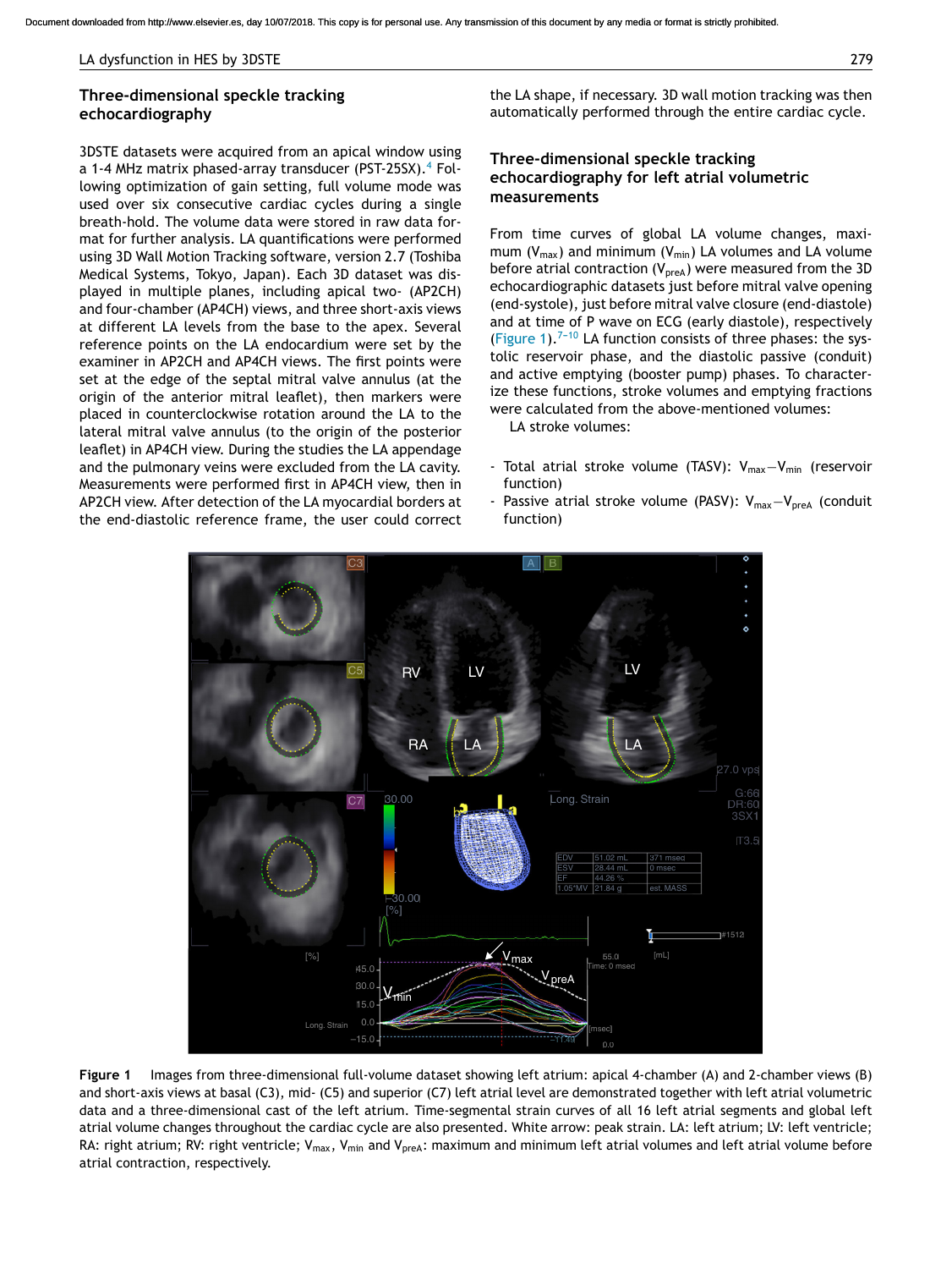## Three-dimensional speckle tracking echocardiography

3DSTE datasets were acquired from an apical window using a 1-4 MHz matrix phased-array transducer (PST-25SX).[4] Following optimization of gain setting, full volume mode was used over six consecutive cardiac cycles during a single breath-hold. The volume data were stored in raw data format for further analysis. LA quantifications were performed using 3D Wall Motion Tracking software, version 2.7 (Toshiba Medical Systems, Tokyo, Japan). Each 3D dataset was displayed in multiple planes, including apical two- (AP2CH) and four-chamber (AP4CH) views, and three short-axis views at different LA levels from the base to the apex. Several reference points on the LA endocardium were set by the examiner in AP2CH and AP4CH views. The first points were set at the edge of the septal mitral valve annulus (at the origin of the anterior mitral leaflet), then markers were placed in counterclockwise rotation around the LA to the lateral mitral valve annulus (to the origin of the posterior leaflet) in AP4CH view. During the studies the LA appendage and the pulmonary veins were excluded from the LA cavity. Measurements were performed first in AP4CH view, then in AP2CH view. After detection of the LA myocardial borders at the end-diastolic reference frame, the user could correct the LA shape, if necessary. 3D wall motion tracking was then automatically performed through the entire cardiac cycle.

## Three-dimensional speckle tracking echocardiography for left atrial volumetric measurements

From time curves of global LA volume changes, maximum ($V_{max}$) and minimum ($V_{min}$) LA volumes and LA volume before atrial contraction ($V_{preA}$) were measured from the 3D echocardiographic datasets just before mitral valve opening (end-systole), just before mitral valve closure (end-diastole) and at time of P wave on ECG (early diastole), respectively (Figure 1).[7-10] LA function consists of three phases: the systolic reservoir phase, and the diastolic passive (conduit) and active emptying (booster pump) phases. To characterize these functions, stroke volumes and emptying fractions were calculated from the above-mentioned volumes:

LA stroke volumes:

- Total atrial stroke volume (TASV): $V_{max}-V_{min}$ (reservoir function)
- Passive atrial stroke volume (PASV): $V_{max}-V_{preA}$ (conduit function)

**Figure 1** Images from three-dimensional full-volume dataset showing left atrium: apical 4-chamber (A) and 2-chamber views (B) and short-axis views at basal (C3), mid- (C5) and superior (C7) left atrial level are demonstrated together with left atrial volumetric data and a three-dimensional cast of the left atrium. Time-segmental strain curves of all 16 left atrial segments and global left atrial volume changes throughout the cardiac cycle are also presented. White arrow: peak strain. LA: left atrium; LV: left ventricle; RA: right atrium; RV: right ventricle; $V_{max}$, $V_{min}$ and $V_{preA}$: maximum and minimum left atrial volumes and left atrial volume before atrial contraction, respectively.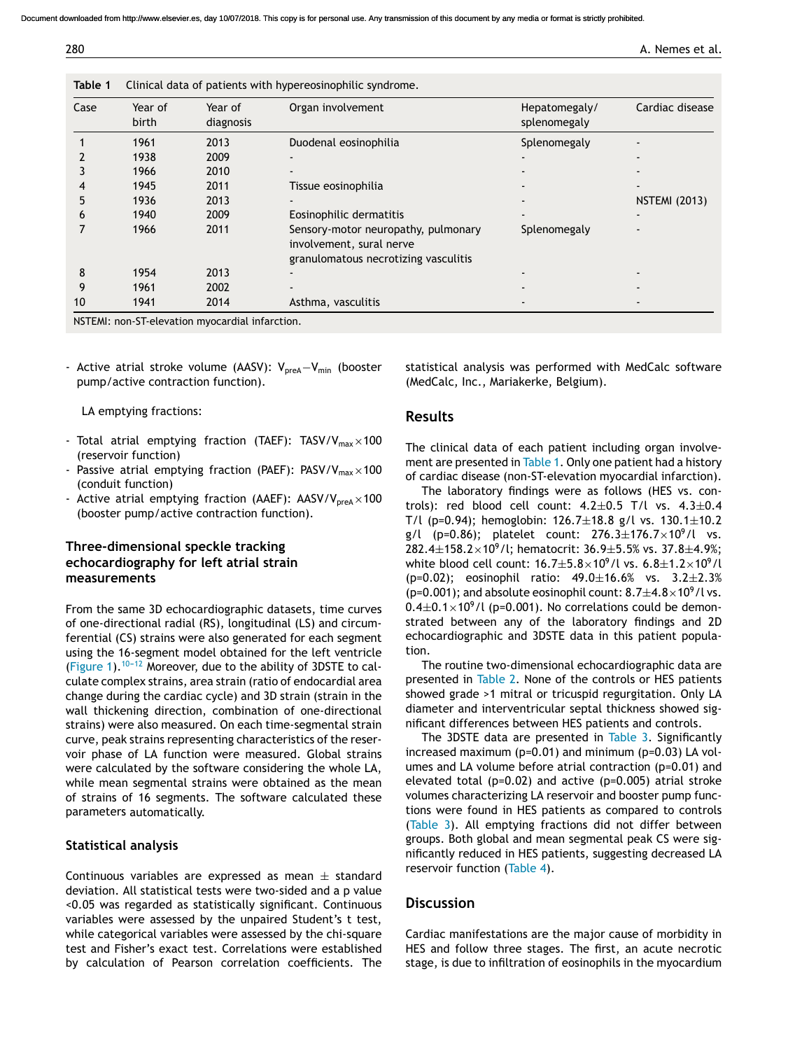**Table 1** Clinical data of patients with hypereosinophilic syndrome.

| Case | Year of birth | Year of diagnosis | Organ involvement | Hepatomegaly/ splenomegaly | Cardiac disease |
|---|---|---|---|---|---|
| 1 | 1961 | 2013 | Duodenal eosinophilia | Splenomegaly | - |
| 2 | 1938 | 2009 | - | - | - |
| 3 | 1966 | 2010 | - | - | - |
| 4 | 1945 | 2011 | Tissue eosinophilia | - | - |
| 5 | 1936 | 2013 | - | - | NSTEMI (2013) |
| 6 | 1940 | 2009 | Eosinophilic dermatitis | - | - |
| 7 | 1966 | 2011 | Sensory-motor neuropathy, pulmonary involvement, sural nerve granulomatous necrotizing vasculitis | Splenomegaly | - |
| 8 | 1954 | 2013 | - | - | - |
| 9 | 1961 | 2002 | - | - | - |
| 10 | 1941 | 2014 | Asthma, vasculitis | - | - |

NSTEMI: non-ST-elevation myocardial infarction.

- Active atrial stroke volume (AASV): $V_{preA}-V_{min}$ (booster pump/active contraction function).

LA emptying fractions:

- Total atrial emptying fraction (TAEF): $TASV/V_{max}\times100$ (reservoir function)
- Passive atrial emptying fraction (PAEF): $PASV/V_{max}\times100$ (conduit function)
- Active atrial emptying fraction (AAEF): $AASV/V_{preA}\times100$ (booster pump/active contraction function).

### Three-dimensional speckle tracking echocardiography for left atrial strain measurements

From the same 3D echocardiographic datasets, time curves of one-directional radial (RS), longitudinal (LS) and circumferential (CS) strains were also generated for each segment using the 16-segment model obtained for the left ventricle (Figure 1).[10-12] Moreover, due to the ability of 3DSTE to calculate complex strains, area strain (ratio of endocardial area change during the cardiac cycle) and 3D strain (strain in the wall thickening direction, combination of one-directional strains) were also measured. On each time-segmental strain curve, peak strains representing characteristics of the reservoir phase of LA function were measured. Global strains were calculated by the software considering the whole LA, while mean segmental strains were obtained as the mean of strains of 16 segments. The software calculated these parameters automatically.

### Statistical analysis

Continuous variables are expressed as mean ± standard deviation. All statistical tests were two-sided and a p value <0.05 was regarded as statistically significant. Continuous variables were assessed by the unpaired Student's t test, while categorical variables were assessed by the chi-square test and Fisher's exact test. Correlations were established by calculation of Pearson correlation coefficients. The statistical analysis was performed with MedCalc software (MedCalc, Inc., Mariakerke, Belgium).

## Results

The clinical data of each patient including organ involvement are presented in Table 1. Only one patient had a history of cardiac disease (non-ST-elevation myocardial infarction).

The laboratory findings were as follows (HES vs. controls): red blood cell count: 4.2±0.5 T/l vs. 4.3±0.4 T/l (p=0.94); hemoglobin: 126.7±18.8 g/l vs. 130.1±10.2 g/l (p=0.86); platelet count: 276.3±176.7×$10^9$/l vs. 282.4±158.2×$10^9$/l; hematocrit: 36.9±5.5% vs. 37.8±4.9%; white blood cell count: 16.7±5.8×$10^9$/l vs. 6.8±1.2×$10^9$/l (p=0.02); eosinophil ratio: 49.0±16.6% vs. 3.2±2.3% (p=0.001); and absolute eosinophil count: 8.7±4.8×$10^9$/l vs. 0.4±0.1×$10^9$/l (p=0.001). No correlations could be demonstrated between any of the laboratory findings and 2D echocardiographic and 3DSTE data in this patient population.

The routine two-dimensional echocardiographic data are presented in Table 2. None of the controls or HES patients showed grade >1 mitral or tricuspid regurgitation. Only LA diameter and interventricular septal thickness showed significant differences between HES patients and controls.

The 3DSTE data are presented in Table 3. Significantly increased maximum (p=0.01) and minimum (p=0.03) LA volumes and LA volume before atrial contraction (p=0.01) and elevated total (p=0.02) and active (p=0.005) atrial stroke volumes characterizing LA reservoir and booster pump functions were found in HES patients as compared to controls (Table 3). All emptying fractions did not differ between groups. Both global and mean segmental peak CS were significantly reduced in HES patients, suggesting decreased LA reservoir function (Table 4).

## Discussion

Cardiac manifestations are the major cause of morbidity in HES and follow three stages. The first, an acute necrotic stage, is due to infiltration of eosinophils in the myocardium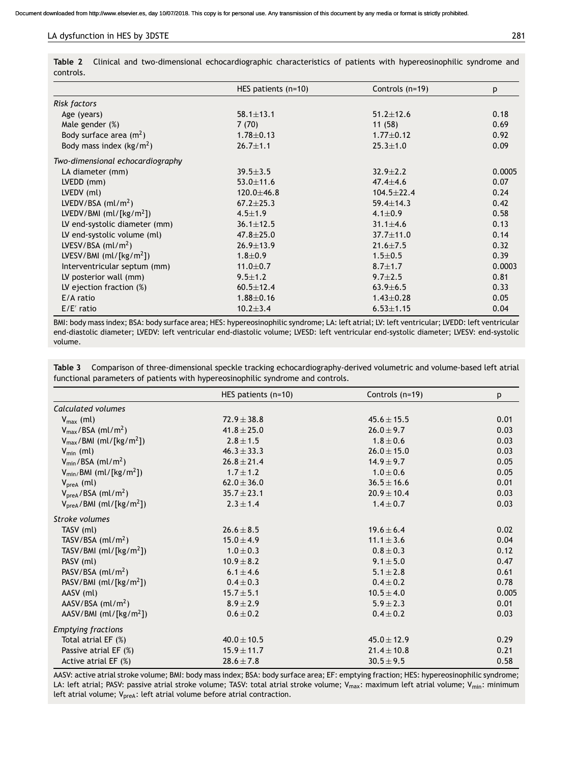**Table 2** Clinical and two-dimensional echocardiographic characteristics of patients with hypereosinophilic syndrome and controls.

| | HES patients (n=10) | Controls (n=19) | p |
|---|---|---|---|
| *Risk factors* | | | |
| Age (years) | 58.1±13.1 | 51.2±12.6 | 0.18 |
| Male gender (%) | 7 (70) | 11 (58) | 0.69 |
| Body surface area ($m^2$) | 1.78±0.13 | 1.77±0.12 | 0.92 |
| Body mass index ($kg/m^2$) | 26.7±1.1 | 25.3±1.0 | 0.09 |
| *Two-dimensional echocardiography* | | | |
| LA diameter (mm) | 39.5±3.5 | 32.9±2.2 | 0.0005 |
| LVEDD (mm) | 53.0±11.6 | 47.4±4.6 | 0.07 |
| LVEDV (ml) | 120.0±46.8 | 104.5±22.4 | 0.24 |
| LVEDV/BSA ($ml/m^2$) | 67.2±25.3 | 59.4±14.3 | 0.42 |
| LVEDV/BMI ($ml/[kg/m^2]$) | 4.5±1.9 | 4.1±0.9 | 0.58 |
| LV end-systolic diameter (mm) | 36.1±12.5 | 31.1±4.6 | 0.13 |
| LV end-systolic volume (ml) | 47.8±25.0 | 37.7±11.0 | 0.14 |
| LVESV/BSA ($ml/m^2$) | 26.9±13.9 | 21.6±7.5 | 0.32 |
| LVESV/BMI ($ml/[kg/m^2]$) | 1.8±0.9 | 1.5±0.5 | 0.39 |
| Interventricular septum (mm) | 11.0±0.7 | 8.7±1.7 | 0.0003 |
| LV posterior wall (mm) | 9.5±1.2 | 9.7±2.5 | 0.81 |
| LV ejection fraction (%) | 60.5±12.4 | 63.9±6.5 | 0.33 |
| E/A ratio | 1.88±0.16 | 1.43±0.28 | 0.05 |
| E/E′ ratio | 10.2±3.4 | 6.53±1.15 | 0.04 |

BMI: body mass index; BSA: body surface area; HES: hypereosinophilic syndrome; LA: left atrial; LV: left ventricular; LVEDD: left ventricular end-diastolic diameter; LVEDV: left ventricular end-diastolic volume; LVESD: left ventricular end-systolic diameter; LVESV: end-systolic volume.

**Table 3** Comparison of three-dimensional speckle tracking echocardiography-derived volumetric and volume-based left atrial functional parameters of patients with hypereosinophilic syndrome and controls.

| | HES patients (n=10) | Controls (n=19) | p |
|---|---|---|---|
| *Calculated volumes* | | | |
| $V_{max}$ (ml) | 72.9 ± 38.8 | 45.6 ± 15.5 | 0.01 |
| $V_{max}$/BSA ($ml/m^2$) | 41.8 ± 25.0 | 26.0 ± 9.7 | 0.03 |
| $V_{max}$/BMI ($ml/[kg/m^2]$) | 2.8 ± 1.5 | 1.8 ± 0.6 | 0.03 |
| $V_{min}$ (ml) | 46.3 ± 33.3 | 26.0 ± 15.0 | 0.03 |
| $V_{min}$/BSA ($ml/m^2$) | 26.8 ± 21.4 | 14.9 ± 9.7 | 0.05 |
| $V_{min}$/BMI ($ml/[kg/m^2]$) | 1.7 ± 1.2 | 1.0 ± 0.6 | 0.05 |
| $V_{preA}$ (ml) | 62.0 ± 36.0 | 36.5 ± 16.6 | 0.01 |
| $V_{preA}$/BSA ($ml/m^2$) | 35.7 ± 23.1 | 20.9 ± 10.4 | 0.03 |
| $V_{preA}$/BMI ($ml/[kg/m^2]$) | 2.3 ± 1.4 | 1.4 ± 0.7 | 0.03 |
| *Stroke volumes* | | | |
| TASV (ml) | 26.6 ± 8.5 | 19.6 ± 6.4 | 0.02 |
| TASV/BSA ($ml/m^2$) | 15.0 ± 4.9 | 11.1 ± 3.6 | 0.04 |
| TASV/BMI ($ml/[kg/m^2]$) | 1.0 ± 0.3 | 0.8 ± 0.3 | 0.12 |
| PASV (ml) | 10.9 ± 8.2 | 9.1 ± 5.0 | 0.47 |
| PASV/BSA ($ml/m^2$) | 6.1 ± 4.6 | 5.1 ± 2.8 | 0.61 |
| PASV/BMI ($ml/[kg/m^2]$) | 0.4 ± 0.3 | 0.4 ± 0.2 | 0.78 |
| AASV (ml) | 15.7 ± 5.1 | 10.5 ± 4.0 | 0.005 |
| AASV/BSA ($ml/m^2$) | 8.9 ± 2.9 | 5.9 ± 2.3 | 0.01 |
| AASV/BMI ($ml/[kg/m^2]$) | 0.6 ± 0.2 | 0.4 ± 0.2 | 0.03 |
| *Emptying fractions* | | | |
| Total atrial EF (%) | 40.0 ± 10.5 | 45.0 ± 12.9 | 0.29 |
| Passive atrial EF (%) | 15.9 ± 11.7 | 21.4 ± 10.8 | 0.21 |
| Active atrial EF (%) | 28.6 ± 7.8 | 30.5 ± 9.5 | 0.58 |

AASV: active atrial stroke volume; BMI: body mass index; BSA: body surface area; EF: emptying fraction; HES: hypereosinophilic syndrome; LA: left atrial; PASV: passive atrial stroke volume; TASV: total atrial stroke volume; $V_{max}$: maximum left atrial volume; $V_{min}$: minimum left atrial volume; $V_{preA}$: left atrial volume before atrial contraction.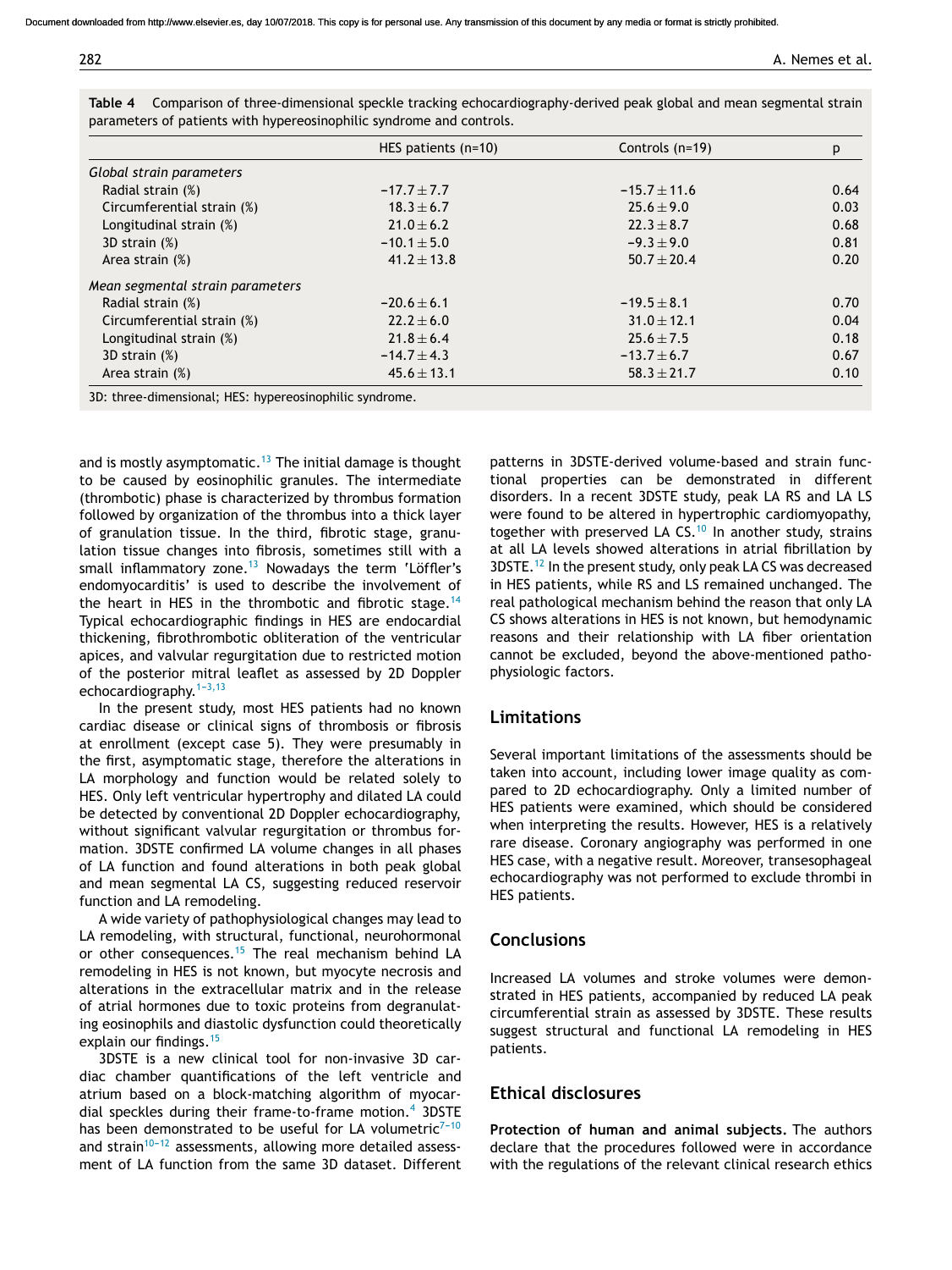**Table 4** Comparison of three-dimensional speckle tracking echocardiography-derived peak global and mean segmental strain parameters of patients with hypereosinophilic syndrome and controls.

| | HES patients (n=10) | Controls (n=19) | p |
|---|---|---|---|
| *Global strain parameters* | | | |
| Radial strain (%) | −17.7 ± 7.7 | −15.7 ± 11.6 | 0.64 |
| Circumferential strain (%) | 18.3 ± 6.7 | 25.6 ± 9.0 | 0.03 |
| Longitudinal strain (%) | 21.0 ± 6.2 | 22.3 ± 8.7 | 0.68 |
| 3D strain (%) | −10.1 ± 5.0 | −9.3 ± 9.0 | 0.81 |
| Area strain (%) | 41.2 ± 13.8 | 50.7 ± 20.4 | 0.20 |
| *Mean segmental strain parameters* | | | |
| Radial strain (%) | −20.6 ± 6.1 | −19.5 ± 8.1 | 0.70 |
| Circumferential strain (%) | 22.2 ± 6.0 | 31.0 ± 12.1 | 0.04 |
| Longitudinal strain (%) | 21.8 ± 6.4 | 25.6 ± 7.5 | 0.18 |
| 3D strain (%) | −14.7 ± 4.3 | −13.7 ± 6.7 | 0.67 |
| Area strain (%) | 45.6 ± 13.1 | 58.3 ± 21.7 | 0.10 |

3D: three-dimensional; HES: hypereosinophilic syndrome.

and is mostly asymptomatic.[13] The initial damage is thought to be caused by eosinophilic granules. The intermediate (thrombotic) phase is characterized by thrombus formation followed by organization of the thrombus into a thick layer of granulation tissue. In the third, fibrotic stage, granulation tissue changes into fibrosis, sometimes still with a small inflammatory zone.[13] Nowadays the term 'Löffler's endomyocarditis' is used to describe the involvement of the heart in HES in the thrombotic and fibrotic stage.[14] Typical echocardiographic findings in HES are endocardial thickening, fibrothrombotic obliteration of the ventricular apices, and valvular regurgitation due to restricted motion of the posterior mitral leaflet as assessed by 2D Doppler echocardiography.[1–3,13]

In the present study, most HES patients had no known cardiac disease or clinical signs of thrombosis or fibrosis at enrollment (except case 5). They were presumably in the first, asymptomatic stage, therefore the alterations in LA morphology and function would be related solely to HES. Only left ventricular hypertrophy and dilated LA could be detected by conventional 2D Doppler echocardiography, without significant valvular regurgitation or thrombus formation. 3DSTE confirmed LA volume changes in all phases of LA function and found alterations in both peak global and mean segmental LA CS, suggesting reduced reservoir function and LA remodeling.

A wide variety of pathophysiological changes may lead to LA remodeling, with structural, functional, neurohormonal or other consequences.[15] The real mechanism behind LA remodeling in HES is not known, but myocyte necrosis and alterations in the extracellular matrix and in the release of atrial hormones due to toxic proteins from degranulating eosinophils and diastolic dysfunction could theoretically explain our findings.[15]

3DSTE is a new clinical tool for non-invasive 3D cardiac chamber quantifications of the left ventricle and atrium based on a block-matching algorithm of myocardial speckles during their frame-to-frame motion.[4] 3DSTE has been demonstrated to be useful for LA volumetric[7–10] and strain[10–12] assessments, allowing more detailed assessment of LA function from the same 3D dataset. Different patterns in 3DSTE-derived volume-based and strain functional properties can be demonstrated in different disorders. In a recent 3DSTE study, peak LA RS and LA LS were found to be altered in hypertrophic cardiomyopathy, together with preserved LA CS.[10] In another study, strains at all LA levels showed alterations in atrial fibrillation by 3DSTE.[12] In the present study, only peak LA CS was decreased in HES patients, while RS and LS remained unchanged. The real pathological mechanism behind the reason that only LA CS shows alterations in HES is not known, but hemodynamic reasons and their relationship with LA fiber orientation cannot be excluded, beyond the above-mentioned pathophysiologic factors.

## Limitations

Several important limitations of the assessments should be taken into account, including lower image quality as compared to 2D echocardiography. Only a limited number of HES patients were examined, which should be considered when interpreting the results. However, HES is a relatively rare disease. Coronary angiography was performed in one HES case, with a negative result. Moreover, transesophageal echocardiography was not performed to exclude thrombi in HES patients.

## Conclusions

Increased LA volumes and stroke volumes were demonstrated in HES patients, accompanied by reduced LA peak circumferential strain as assessed by 3DSTE. These results suggest structural and functional LA remodeling in HES patients.

## Ethical disclosures

**Protection of human and animal subjects.** The authors declare that the procedures followed were in accordance with the regulations of the relevant clinical research ethics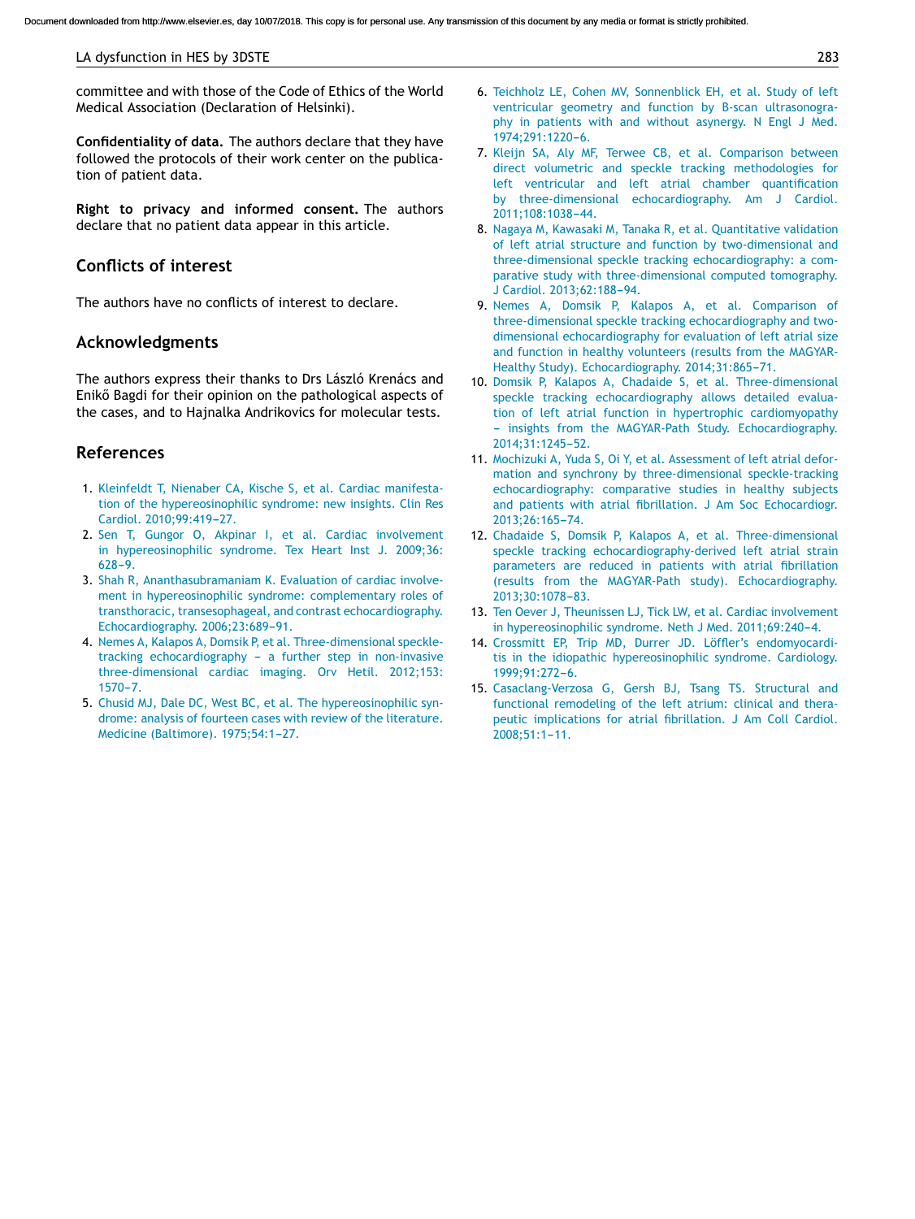committee and with those of the Code of Ethics of the World Medical Association (Declaration of Helsinki).

**Confidentiality of data.** The authors declare that they have followed the protocols of their work center on the publication of patient data.

**Right to privacy and informed consent.** The authors declare that no patient data appear in this article.

## Conflicts of interest

The authors have no conflicts of interest to declare.

## Acknowledgments

The authors express their thanks to Drs László Krenács and Enikő Bagdi for their opinion on the pathological aspects of the cases, and to Hajnalka Andrikovics for molecular tests.

## References

1. Kleinfeldt T, Nienaber CA, Kische S, et al. Cardiac manifestation of the hypereosinophilic syndrome: new insights. Clin Res Cardiol. 2010;99:419–27.
2. Sen T, Gungor O, Akpinar I, et al. Cardiac involvement in hypereosinophilic syndrome. Tex Heart Inst J. 2009;36: 628–9.
3. Shah R, Ananthasubramaniam K. Evaluation of cardiac involvement in hypereosinophilic syndrome: complementary roles of transthoracic, transesophageal, and contrast echocardiography. Echocardiography. 2006;23:689–91.
4. Nemes A, Kalapos A, Domsik P, et al. Three-dimensional speckle-tracking echocardiography – a further step in non-invasive three-dimensional cardiac imaging. Orv Hetil. 2012;153: 1570–7.
5. Chusid MJ, Dale DC, West BC, et al. The hypereosinophilic syndrome: analysis of fourteen cases with review of the literature. Medicine (Baltimore). 1975;54:1–27.
6. Teichholz LE, Cohen MV, Sonnenblick EH, et al. Study of left ventricular geometry and function by B-scan ultrasonography in patients with and without asynergy. N Engl J Med. 1974;291:1220–6.
7. Kleijn SA, Aly MF, Terwee CB, et al. Comparison between direct volumetric and speckle tracking methodologies for left ventricular and left atrial chamber quantification by three-dimensional echocardiography. Am J Cardiol. 2011;108:1038–44.
8. Nagaya M, Kawasaki M, Tanaka R, et al. Quantitative validation of left atrial structure and function by two-dimensional and three-dimensional speckle tracking echocardiography: a comparative study with three-dimensional computed tomography. J Cardiol. 2013;62:188–94.
9. Nemes A, Domsik P, Kalapos A, et al. Comparison of three-dimensional speckle tracking echocardiography and two-dimensional echocardiography for evaluation of left atrial size and function in healthy volunteers (results from the MAGYAR-Healthy Study). Echocardiography. 2014;31:865–71.
10. Domsik P, Kalapos A, Chadaide S, et al. Three-dimensional speckle tracking echocardiography allows detailed evaluation of left atrial function in hypertrophic cardiomyopathy – insights from the MAGYAR-Path Study. Echocardiography. 2014;31:1245–52.
11. Mochizuki A, Yuda S, Oi Y, et al. Assessment of left atrial deformation and synchrony by three-dimensional speckle-tracking echocardiography: comparative studies in healthy subjects and patients with atrial fibrillation. J Am Soc Echocardiogr. 2013;26:165–74.
12. Chadaide S, Domsik P, Kalapos A, et al. Three-dimensional speckle tracking echocardiography-derived left atrial strain parameters are reduced in patients with atrial fibrillation (results from the MAGYAR-Path study). Echocardiography. 2013;30:1078–83.
13. Ten Oever J, Theunissen LJ, Tick LW, et al. Cardiac involvement in hypereosinophilic syndrome. Neth J Med. 2011;69:240–4.
14. Crossmitt EP, Trip MD, Durrer JD. Löffler's endomyocarditis in the idiopathic hypereosinophilic syndrome. Cardiology. 1999;91:272–6.
15. Casaclang-Verzosa G, Gersh BJ, Tsang TS. Structural and functional remodeling of the left atrium: clinical and therapeutic implications for atrial fibrillation. J Am Coll Cardiol. 2008;51:1–11.